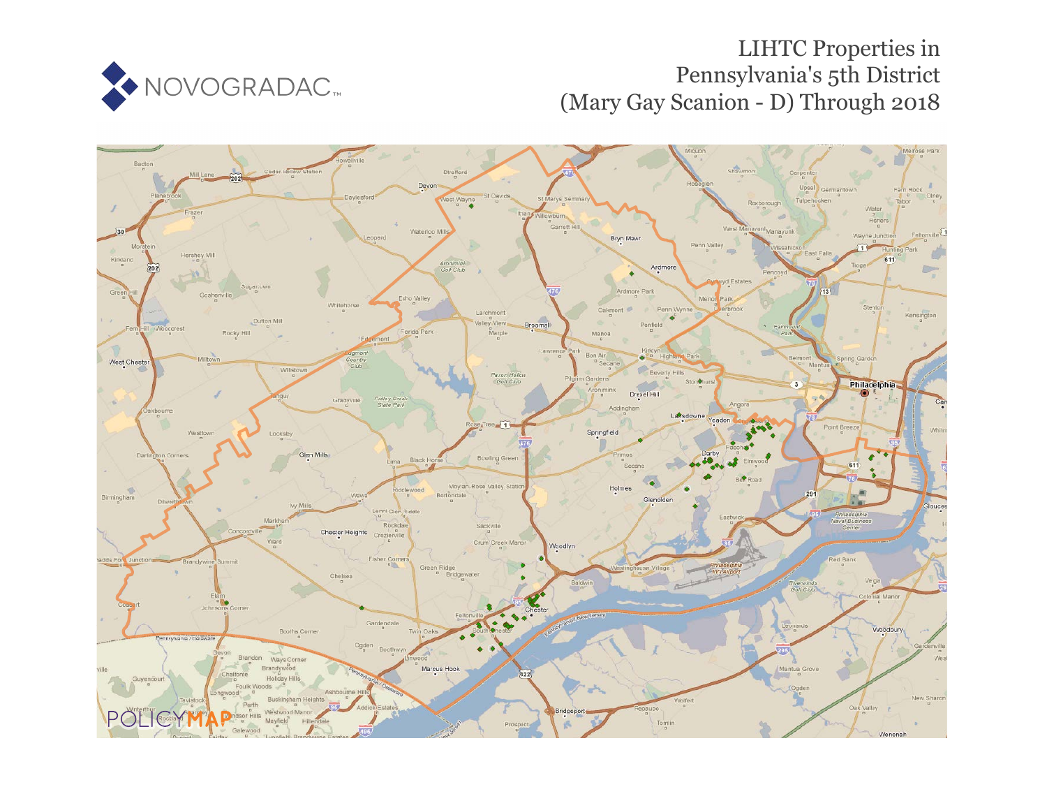# LIHTC Properties in Pennsylvania's 5th District (Mary Gay Scanlon - D) Through 2018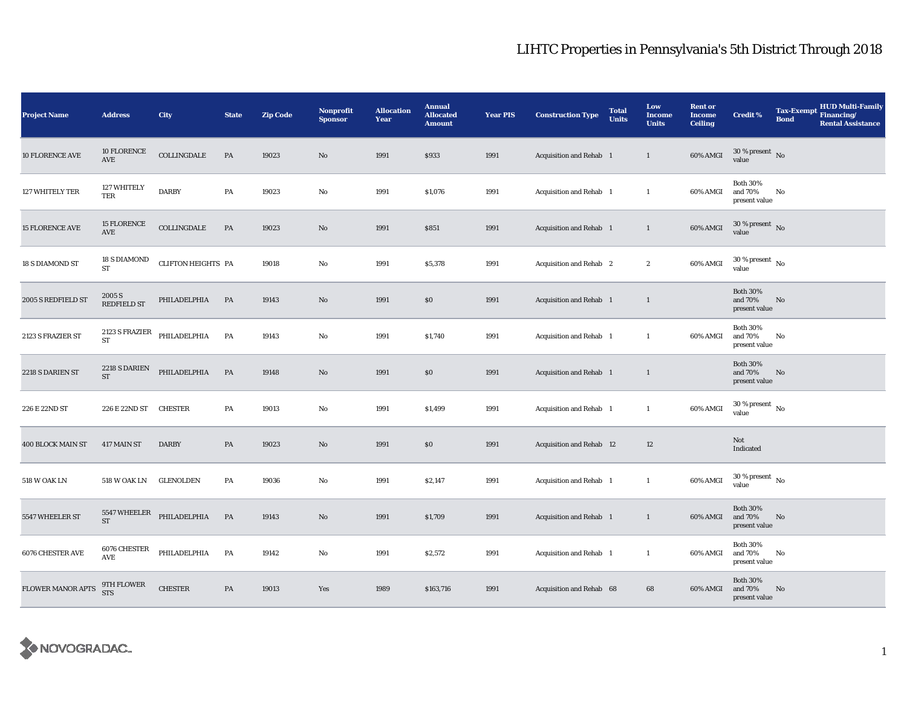# LIHTC Properties in Pennsylvania's 5th District Through 2018

| Project Name | Address | City | State | Zip Code | Nonprofit Sponsor | Allocation Year | Annual Allocated Amount | Year PIS | Construction Type | Total Units | Low Income Units | Rent or Income Ceiling | Credit % | Tax-Exempt Bond | HUD Multi-Family Financing/ Rental Assistance |
|---|---|---|---|---|---|---|---|---|---|---|---|---|---|---|---|
| 10 FLORENCE AVE | 10 FLORENCE AVE | COLLINGDALE | PA | 19023 | No | 1991 | $933 | 1991 | Acquisition and Rehab | 1 | 1 | 60% AMGI | 30 % present value | No | |
| 127 WHITELY TER | 127 WHITELY TER | DARBY | PA | 19023 | No | 1991 | $1,076 | 1991 | Acquisition and Rehab | 1 | 1 | 60% AMGI | Both 30% and 70% present value | No | |
| 15 FLORENCE AVE | 15 FLORENCE AVE | COLLINGDALE | PA | 19023 | No | 1991 | $851 | 1991 | Acquisition and Rehab | 1 | 1 | 60% AMGI | 30 % present value | No | |
| 18 S DIAMOND ST | 18 S DIAMOND ST | CLIFTON HEIGHTS | PA | 19018 | No | 1991 | $5,378 | 1991 | Acquisition and Rehab | 2 | 2 | 60% AMGI | 30 % present value | No | |
| 2005 S REDFIELD ST | 2005 S REDFIELD ST | PHILADELPHIA | PA | 19143 | No | 1991 | $0 | 1991 | Acquisition and Rehab | 1 | 1 | | Both 30% and 70% present value | No | |
| 2123 S FRAZIER ST | 2123 S FRAZIER ST | PHILADELPHIA | PA | 19143 | No | 1991 | $1,740 | 1991 | Acquisition and Rehab | 1 | 1 | 60% AMGI | Both 30% and 70% present value | No | |
| 2218 S DARIEN ST | 2218 S DARIEN ST | PHILADELPHIA | PA | 19148 | No | 1991 | $0 | 1991 | Acquisition and Rehab | 1 | 1 | | Both 30% and 70% present value | No | |
| 226 E 22ND ST | 226 E 22ND ST | CHESTER | PA | 19013 | No | 1991 | $1,499 | 1991 | Acquisition and Rehab | 1 | 1 | 60% AMGI | 30 % present value | No | |
| 400 BLOCK MAIN ST | 417 MAIN ST | DARBY | PA | 19023 | No | 1991 | $0 | 1991 | Acquisition and Rehab | 12 | 12 | | Not Indicated | | |
| 518 W OAK LN | 518 W OAK LN | GLENOLDEN | PA | 19036 | No | 1991 | $2,147 | 1991 | Acquisition and Rehab | 1 | 1 | 60% AMGI | 30 % present value | No | |
| 5547 WHEELER ST | 5547 WHEELER ST | PHILADELPHIA | PA | 19143 | No | 1991 | $1,709 | 1991 | Acquisition and Rehab | 1 | 1 | 60% AMGI | Both 30% and 70% present value | No | |
| 6076 CHESTER AVE | 6076 CHESTER AVE | PHILADELPHIA | PA | 19142 | No | 1991 | $2,572 | 1991 | Acquisition and Rehab | 1 | 1 | 60% AMGI | Both 30% and 70% present value | No | |
| FLOWER MANOR APTS | 9TH FLOWER STS | CHESTER | PA | 19013 | Yes | 1989 | $163,716 | 1991 | Acquisition and Rehab | 68 | 68 | 60% AMGI | Both 30% and 70% present value | No | |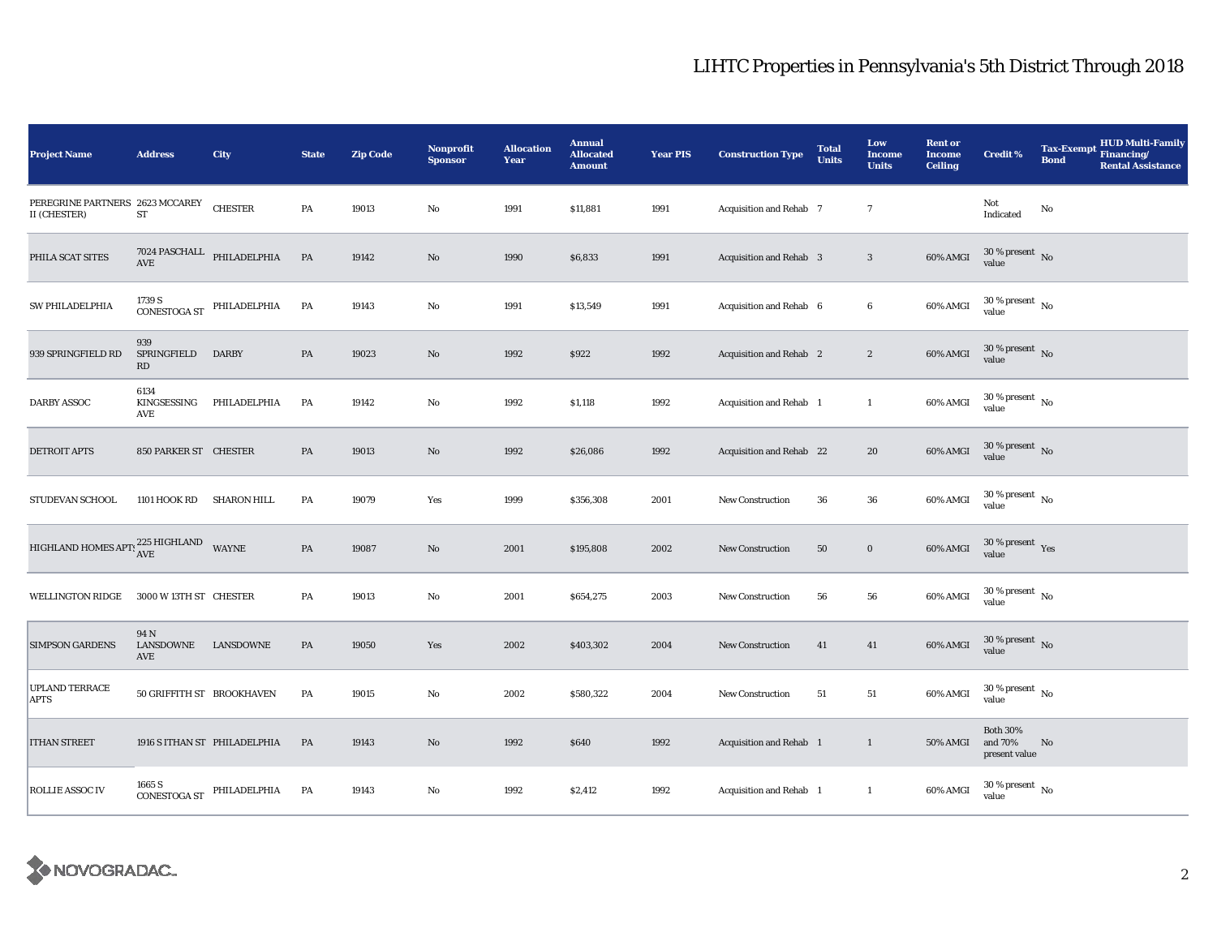# LIHTC Properties in Pennsylvania's 5th District Through 2018

| Project Name | Address | City | State | Zip Code | Nonprofit Sponsor | Allocation Year | Annual Allocated Amount | Year PIS | Construction Type | Total Units | Low Income Units | Rent or Income Ceiling | Credit % | Tax-Exempt Bond | HUD Multi-Family Financing/ Rental Assistance |
|---|---|---|---|---|---|---|---|---|---|---|---|---|---|---|---|
| PEREGRINE PARTNERS II (CHESTER) | 2623 MCCAREY ST | CHESTER | PA | 19013 | No | 1991 | $11,881 | 1991 | Acquisition and Rehab | 7 | 7 | | Not Indicated | No | |
| PHILA SCAT SITES | 7024 PASCHALL AVE | PHILADELPHIA | PA | 19142 | No | 1990 | $6,833 | 1991 | Acquisition and Rehab | 3 | 3 | 60% AMGI | 30 % present value | No | |
| SW PHILADELPHIA | 1739 S CONESTOGA ST | PHILADELPHIA | PA | 19143 | No | 1991 | $13,549 | 1991 | Acquisition and Rehab | 6 | 6 | 60% AMGI | 30 % present value | No | |
| 939 SPRINGFIELD RD | 939 SPRINGFIELD RD | DARBY | PA | 19023 | No | 1992 | $922 | 1992 | Acquisition and Rehab | 2 | 2 | 60% AMGI | 30 % present value | No | |
| DARBY ASSOC | 6134 KINGSESSING AVE | PHILADELPHIA | PA | 19142 | No | 1992 | $1,118 | 1992 | Acquisition and Rehab | 1 | 1 | 60% AMGI | 30 % present value | No | |
| DETROIT APTS | 850 PARKER ST | CHESTER | PA | 19013 | No | 1992 | $26,086 | 1992 | Acquisition and Rehab | 22 | 20 | 60% AMGI | 30 % present value | No | |
| STUDEVAN SCHOOL | 1101 HOOK RD | SHARON HILL | PA | 19079 | Yes | 1999 | $356,308 | 2001 | New Construction | 36 | 36 | 60% AMGI | 30 % present value | No | |
| HIGHLAND HOMES APTS | 225 HIGHLAND AVE | WAYNE | PA | 19087 | No | 2001 | $195,808 | 2002 | New Construction | 50 | 0 | 60% AMGI | 30 % present value | Yes | |
| WELLINGTON RIDGE | 3000 W 13TH ST | CHESTER | PA | 19013 | No | 2001 | $654,275 | 2003 | New Construction | 56 | 56 | 60% AMGI | 30 % present value | No | |
| SIMPSON GARDENS | 94 N LANSDOWNE AVE | LANSDOWNE | PA | 19050 | Yes | 2002 | $403,302 | 2004 | New Construction | 41 | 41 | 60% AMGI | 30 % present value | No | |
| UPLAND TERRACE APTS | 50 GRIFFITH ST | BROOKHAVEN | PA | 19015 | No | 2002 | $580,322 | 2004 | New Construction | 51 | 51 | 60% AMGI | 30 % present value | No | |
| ITHAN STREET | 1916 S ITHAN ST | PHILADELPHIA | PA | 19143 | No | 1992 | $640 | 1992 | Acquisition and Rehab | 1 | 1 | 50% AMGI | Both 30% and 70% present value | No | |
| ROLLIE ASSOC IV | 1665 S CONESTOGA ST | PHILADELPHIA | PA | 19143 | No | 1992 | $2,412 | 1992 | Acquisition and Rehab | 1 | 1 | 60% AMGI | 30 % present value | No | |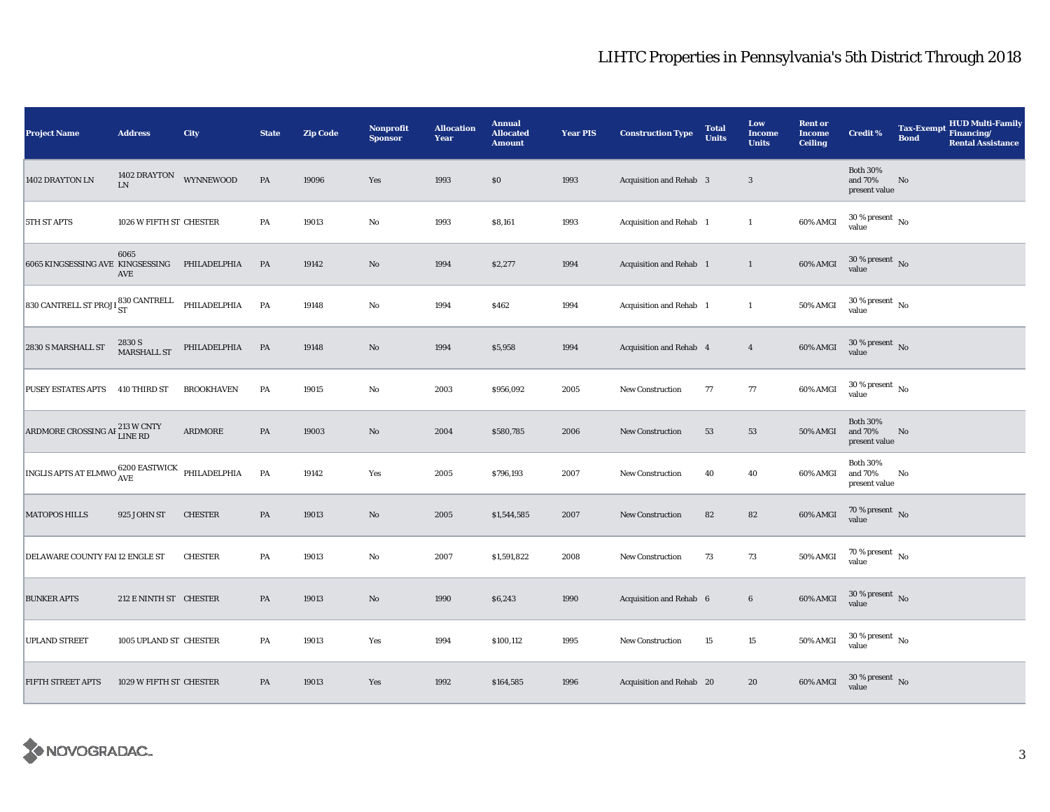# LIHTC Properties in Pennsylvania's 5th District Through 2018

| Project Name | Address | City | State | Zip Code | Nonprofit Sponsor | Allocation Year | Annual Allocated Amount | Year PIS | Construction Type | Total Units | Low Income Units | Rent or Income Ceiling | Credit % | Tax-Exempt Bond | HUD Multi-Family Financing/ Rental Assistance |
|---|---|---|---|---|---|---|---|---|---|---|---|---|---|---|---|
| 1402 DRAYTON LN | 1402 DRAYTON LN | WYNNEWOOD | PA | 19096 | Yes | 1993 | $0 | 1993 | Acquisition and Rehab | 3 | 3 | | Both 30% and 70% present value | No | |
| 5TH ST APTS | 1026 W FIFTH ST | CHESTER | PA | 19013 | No | 1993 | $8,161 | 1993 | Acquisition and Rehab | 1 | 1 | 60% AMGI | 30 % present value | No | |
| 6065 KINGSESSING AVE | 6065 KINGSESSING AVE | PHILADELPHIA | PA | 19142 | No | 1994 | $2,277 | 1994 | Acquisition and Rehab | 1 | 1 | 60% AMGI | 30 % present value | No | |
| 830 CANTRELL ST PROJ I | 830 CANTRELL ST | PHILADELPHIA | PA | 19148 | No | 1994 | $462 | 1994 | Acquisition and Rehab | 1 | 1 | 50% AMGI | 30 % present value | No | |
| 2830 S MARSHALL ST | 2830 S MARSHALL ST | PHILADELPHIA | PA | 19148 | No | 1994 | $5,958 | 1994 | Acquisition and Rehab | 4 | 4 | 60% AMGI | 30 % present value | No | |
| PUSEY ESTATES APTS | 410 THIRD ST | BROOKHAVEN | PA | 19015 | No | 2003 | $956,092 | 2005 | New Construction | 77 | 77 | 60% AMGI | 30 % present value | No | |
| ARDMORE CROSSING AI | 213 W CNTY LINE RD | ARDMORE | PA | 19003 | No | 2004 | $580,785 | 2006 | New Construction | 53 | 53 | 50% AMGI | Both 30% and 70% present value | No | |
| INGLIS APTS AT ELMWO | 6200 EASTWICK AVE | PHILADELPHIA | PA | 19142 | Yes | 2005 | $796,193 | 2007 | New Construction | 40 | 40 | 60% AMGI | Both 30% and 70% present value | No | |
| MATOPOS HILLS | 925 JOHN ST | CHESTER | PA | 19013 | No | 2005 | $1,544,585 | 2007 | New Construction | 82 | 82 | 60% AMGI | 70 % present value | No | |
| DELAWARE COUNTY FAI | 12 ENGLE ST | CHESTER | PA | 19013 | No | 2007 | $1,591,822 | 2008 | New Construction | 73 | 73 | 50% AMGI | 70 % present value | No | |
| BUNKER APTS | 212 E NINTH ST | CHESTER | PA | 19013 | No | 1990 | $6,243 | 1990 | Acquisition and Rehab | 6 | 6 | 60% AMGI | 30 % present value | No | |
| UPLAND STREET | 1005 UPLAND ST | CHESTER | PA | 19013 | Yes | 1994 | $100,112 | 1995 | New Construction | 15 | 15 | 50% AMGI | 30 % present value | No | |
| FIFTH STREET APTS | 1029 W FIFTH ST | CHESTER | PA | 19013 | Yes | 1992 | $164,585 | 1996 | Acquisition and Rehab | 20 | 20 | 60% AMGI | 30 % present value | No | |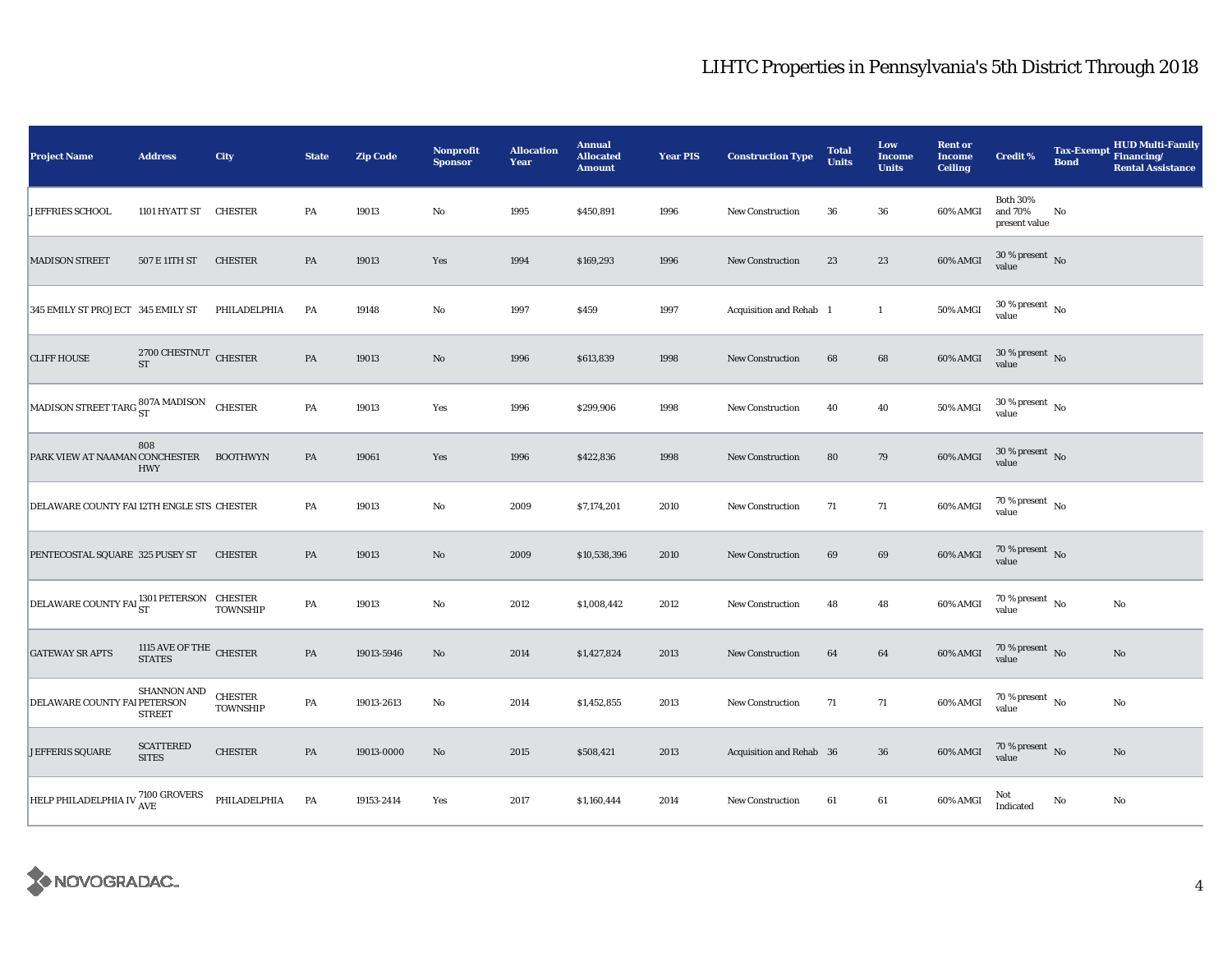# LIHTC Properties in Pennsylvania's 5th District Through 2018

| Project Name | Address | City | State | Zip Code | Nonprofit Sponsor | Allocation Year | Annual Allocated Amount | Year PIS | Construction Type | Total Units | Low Income Units | Rent or Income Ceiling | Credit % | Tax-Exempt Bond | HUD Multi-Family Financing/ Rental Assistance |
|---|---|---|---|---|---|---|---|---|---|---|---|---|---|---|---|
| JEFFRIES SCHOOL | 1101 HYATT ST | CHESTER | PA | 19013 | No | 1995 | $450,891 | 1996 | New Construction | 36 | 36 | 60% AMGI | Both 30% and 70% present value | No | |
| MADISON STREET | 507 E 11TH ST | CHESTER | PA | 19013 | Yes | 1994 | $169,293 | 1996 | New Construction | 23 | 23 | 60% AMGI | 30 % present value | No | |
| 345 EMILY ST PROJECT | 345 EMILY ST | PHILADELPHIA | PA | 19148 | No | 1997 | $459 | 1997 | Acquisition and Rehab | 1 | 1 | 50% AMGI | 30 % present value | No | |
| CLIFF HOUSE | 2700 CHESTNUT ST | CHESTER | PA | 19013 | No | 1996 | $613,839 | 1998 | New Construction | 68 | 68 | 60% AMGI | 30 % present value | No | |
| MADISON STREET TARG | 807A MADISON ST | CHESTER | PA | 19013 | Yes | 1996 | $299,906 | 1998 | New Construction | 40 | 40 | 50% AMGI | 30 % present value | No | |
| PARK VIEW AT NAAMAN | 808 CONCHESTER HWY | BOOTHWYN | PA | 19061 | Yes | 1996 | $422,836 | 1998 | New Construction | 80 | 79 | 60% AMGI | 30 % present value | No | |
| DELAWARE COUNTY FAI | 12TH ENGLE STS | CHESTER | PA | 19013 | No | 2009 | $7,174,201 | 2010 | New Construction | 71 | 71 | 60% AMGI | 70 % present value | No | |
| PENTECOSTAL SQUARE | 325 PUSEY ST | CHESTER | PA | 19013 | No | 2009 | $10,538,396 | 2010 | New Construction | 69 | 69 | 60% AMGI | 70 % present value | No | |
| DELAWARE COUNTY FAI | 1301 PETERSON ST | CHESTER TOWNSHIP | PA | 19013 | No | 2012 | $1,008,442 | 2012 | New Construction | 48 | 48 | 60% AMGI | 70 % present value | No | No |
| GATEWAY SR APTS | 1115 AVE OF THE STATES | CHESTER | PA | 19013-5946 | No | 2014 | $1,427,824 | 2013 | New Construction | 64 | 64 | 60% AMGI | 70 % present value | No | No |
| DELAWARE COUNTY FAI | SHANNON AND PETERSON STREET | CHESTER TOWNSHIP | PA | 19013-2613 | No | 2014 | $1,452,855 | 2013 | New Construction | 71 | 71 | 60% AMGI | 70 % present value | No | No |
| JEFFERIS SQUARE | SCATTERED SITES | CHESTER | PA | 19013-0000 | No | 2015 | $508,421 | 2013 | Acquisition and Rehab | 36 | 36 | 60% AMGI | 70 % present value | No | No |
| HELP PHILADELPHIA IV | 7100 GROVERS AVE | PHILADELPHIA | PA | 19153-2414 | Yes | 2017 | $1,160,444 | 2014 | New Construction | 61 | 61 | 60% AMGI | Not Indicated | No | No |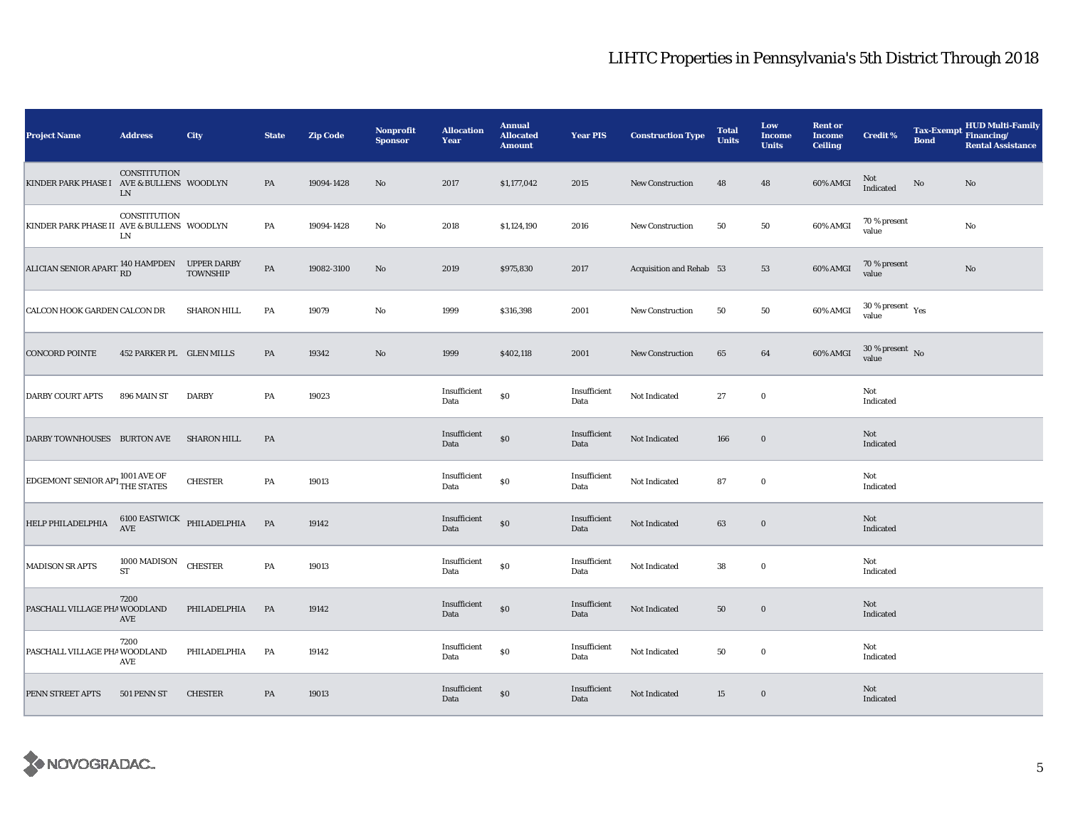# LIHTC Properties in Pennsylvania's 5th District Through 2018

| Project Name | Address | City | State | Zip Code | Nonprofit Sponsor | Allocation Year | Annual Allocated Amount | Year PIS | Construction Type | Total Units | Low Income Units | Rent or Income Ceiling | Credit % | Tax-Exempt Bond | HUD Multi-Family Financing/ Rental Assistance |
|---|---|---|---|---|---|---|---|---|---|---|---|---|---|---|---|
| KINDER PARK PHASE I | CONSTITUTION AVE & BULLENS LN | WOODLYN | PA | 19094-1428 | No | 2017 | $1,177,042 | 2015 | New Construction | 48 | 48 | 60% AMGI | Not Indicated | No | No |
| KINDER PARK PHASE II | CONSTITUTION AVE & BULLENS LN | WOODLYN | PA | 19094-1428 | No | 2018 | $1,124,190 | 2016 | New Construction | 50 | 50 | 60% AMGI | 70 % present value | | No |
| ALICIAN SENIOR APART | 140 HAMPDEN RD | UPPER DARBY TOWNSHIP | PA | 19082-3100 | No | 2019 | $975,830 | 2017 | Acquisition and Rehab | 53 | 53 | 60% AMGI | 70 % present value | | No |
| CALCON HOOK GARDEN | CALCON DR | SHARON HILL | PA | 19079 | No | 1999 | $316,398 | 2001 | New Construction | 50 | 50 | 60% AMGI | 30 % present value | Yes | |
| CONCORD POINTE | 452 PARKER PL | GLEN MILLS | PA | 19342 | No | 1999 | $402,118 | 2001 | New Construction | 65 | 64 | 60% AMGI | 30 % present value | No | |
| DARBY COURT APTS | 896 MAIN ST | DARBY | PA | 19023 | | Insufficient Data | $0 | Insufficient Data | Not Indicated | 27 | 0 | | Not Indicated | | |
| DARBY TOWNHOUSES | BURTON AVE | SHARON HILL | PA | | | Insufficient Data | $0 | Insufficient Data | Not Indicated | 166 | 0 | | Not Indicated | | |
| EDGEMONT SENIOR APT | 1001 AVE OF THE STATES | CHESTER | PA | 19013 | | Insufficient Data | $0 | Insufficient Data | Not Indicated | 87 | 0 | | Not Indicated | | |
| HELP PHILADELPHIA | 6100 EASTWICK AVE | PHILADELPHIA | PA | 19142 | | Insufficient Data | $0 | Insufficient Data | Not Indicated | 63 | 0 | | Not Indicated | | |
| MADISON SR APTS | 1000 MADISON ST | CHESTER | PA | 19013 | | Insufficient Data | $0 | Insufficient Data | Not Indicated | 38 | 0 | | Not Indicated | | |
| PASCHALL VILLAGE PHA | 7200 WOODLAND AVE | PHILADELPHIA | PA | 19142 | | Insufficient Data | $0 | Insufficient Data | Not Indicated | 50 | 0 | | Not Indicated | | |
| PASCHALL VILLAGE PHA | 7200 WOODLAND AVE | PHILADELPHIA | PA | 19142 | | Insufficient Data | $0 | Insufficient Data | Not Indicated | 50 | 0 | | Not Indicated | | |
| PENN STREET APTS | 501 PENN ST | CHESTER | PA | 19013 | | Insufficient Data | $0 | Insufficient Data | Not Indicated | 15 | 0 | | Not Indicated | | |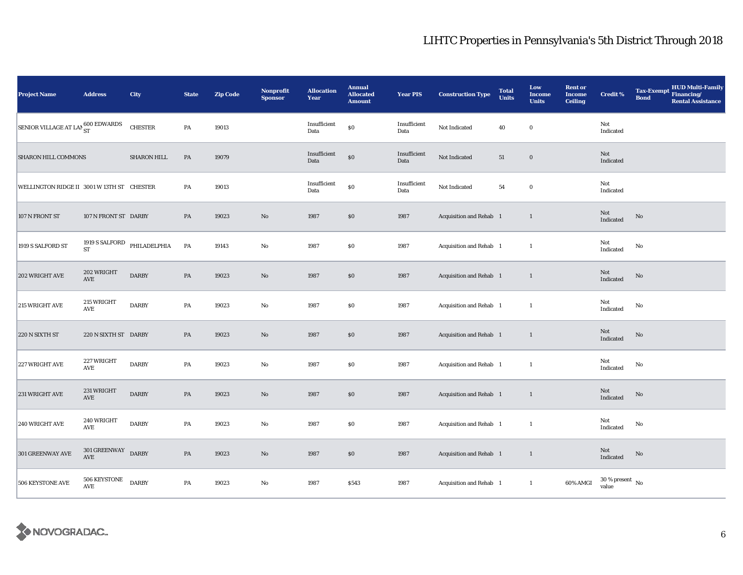# LIHTC Properties in Pennsylvania's 5th District Through 2018

| Project Name | Address | City | State | Zip Code | Nonprofit Sponsor | Allocation Year | Annual Allocated Amount | Year PIS | Construction Type | Total Units | Low Income Units | Rent or Income Ceiling | Credit % | Tax-Exempt Bond | HUD Multi-Family Financing/ Rental Assistance |
|---|---|---|---|---|---|---|---|---|---|---|---|---|---|---|---|
| SENIOR VILLAGE AT LAM | 600 EDWARDS ST | CHESTER | PA | 19013 | | Insufficient Data | $0 | Insufficient Data | Not Indicated | 40 | 0 | | Not Indicated | | |
| SHARON HILL COMMONS | | SHARON HILL | PA | 19079 | | Insufficient Data | $0 | Insufficient Data | Not Indicated | 51 | 0 | | Not Indicated | | |
| WELLINGTON RIDGE II | 3001 W 13TH ST | CHESTER | PA | 19013 | | Insufficient Data | $0 | Insufficient Data | Not Indicated | 54 | 0 | | Not Indicated | | |
| 107 N FRONT ST | 107 N FRONT ST | DARBY | PA | 19023 | No | 1987 | $0 | 1987 | Acquisition and Rehab | 1 | 1 | | Not Indicated | No | |
| 1919 S SALFORD ST | 1919 S SALFORD ST | PHILADELPHIA | PA | 19143 | No | 1987 | $0 | 1987 | Acquisition and Rehab | 1 | 1 | | Not Indicated | No | |
| 202 WRIGHT AVE | 202 WRIGHT AVE | DARBY | PA | 19023 | No | 1987 | $0 | 1987 | Acquisition and Rehab | 1 | 1 | | Not Indicated | No | |
| 215 WRIGHT AVE | 215 WRIGHT AVE | DARBY | PA | 19023 | No | 1987 | $0 | 1987 | Acquisition and Rehab | 1 | 1 | | Not Indicated | No | |
| 220 N SIXTH ST | 220 N SIXTH ST | DARBY | PA | 19023 | No | 1987 | $0 | 1987 | Acquisition and Rehab | 1 | 1 | | Not Indicated | No | |
| 227 WRIGHT AVE | 227 WRIGHT AVE | DARBY | PA | 19023 | No | 1987 | $0 | 1987 | Acquisition and Rehab | 1 | 1 | | Not Indicated | No | |
| 231 WRIGHT AVE | 231 WRIGHT AVE | DARBY | PA | 19023 | No | 1987 | $0 | 1987 | Acquisition and Rehab | 1 | 1 | | Not Indicated | No | |
| 240 WRIGHT AVE | 240 WRIGHT AVE | DARBY | PA | 19023 | No | 1987 | $0 | 1987 | Acquisition and Rehab | 1 | 1 | | Not Indicated | No | |
| 301 GREENWAY AVE | 301 GREENWAY AVE | DARBY | PA | 19023 | No | 1987 | $0 | 1987 | Acquisition and Rehab | 1 | 1 | | Not Indicated | No | |
| 506 KEYSTONE AVE | 506 KEYSTONE AVE | DARBY | PA | 19023 | No | 1987 | $543 | 1987 | Acquisition and Rehab | 1 | 1 | 60% AMGI | 30 % present value | No | |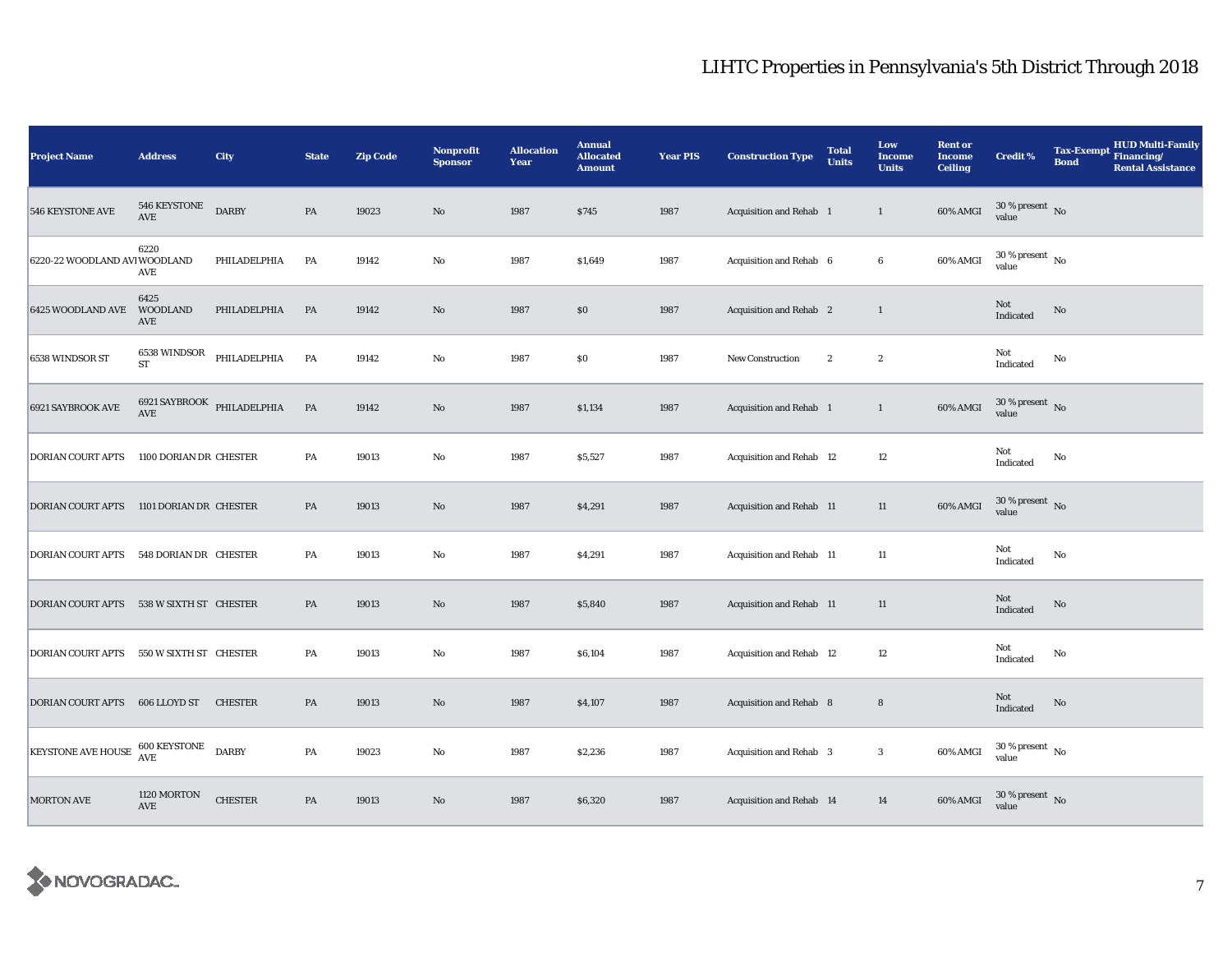# LIHTC Properties in Pennsylvania's 5th District Through 2018

| Project Name | Address | City | State | Zip Code | Nonprofit Sponsor | Allocation Year | Annual Allocated Amount | Year PIS | Construction Type | Total Units | Low Income Units | Rent or Income Ceiling | Credit % | Tax-Exempt Bond | HUD Multi-Family Financing/ Rental Assistance |
|---|---|---|---|---|---|---|---|---|---|---|---|---|---|---|---|
| 546 KEYSTONE AVE | 546 KEYSTONE AVE | DARBY | PA | 19023 | No | 1987 | $745 | 1987 | Acquisition and Rehab | 1 | 1 | 60% AMGI | 30 % present value | No | |
| 6220-22 WOODLAND AVE | 6220 WOODLAND AVE | PHILADELPHIA | PA | 19142 | No | 1987 | $1,649 | 1987 | Acquisition and Rehab | 6 | 6 | 60% AMGI | 30 % present value | No | |
| 6425 WOODLAND AVE | 6425 WOODLAND AVE | PHILADELPHIA | PA | 19142 | No | 1987 | $0 | 1987 | Acquisition and Rehab | 2 | 1 | | Not Indicated | No | |
| 6538 WINDSOR ST | 6538 WINDSOR ST | PHILADELPHIA | PA | 19142 | No | 1987 | $0 | 1987 | New Construction | 2 | 2 | | Not Indicated | No | |
| 6921 SAYBROOK AVE | 6921 SAYBROOK AVE | PHILADELPHIA | PA | 19142 | No | 1987 | $1,134 | 1987 | Acquisition and Rehab | 1 | 1 | 60% AMGI | 30 % present value | No | |
| DORIAN COURT APTS | 1100 DORIAN DR | CHESTER | PA | 19013 | No | 1987 | $5,527 | 1987 | Acquisition and Rehab | 12 | 12 | | Not Indicated | No | |
| DORIAN COURT APTS | 1101 DORIAN DR | CHESTER | PA | 19013 | No | 1987 | $4,291 | 1987 | Acquisition and Rehab | 11 | 11 | 60% AMGI | 30 % present value | No | |
| DORIAN COURT APTS | 548 DORIAN DR | CHESTER | PA | 19013 | No | 1987 | $4,291 | 1987 | Acquisition and Rehab | 11 | 11 | | Not Indicated | No | |
| DORIAN COURT APTS | 538 W SIXTH ST | CHESTER | PA | 19013 | No | 1987 | $5,840 | 1987 | Acquisition and Rehab | 11 | 11 | | Not Indicated | No | |
| DORIAN COURT APTS | 550 W SIXTH ST | CHESTER | PA | 19013 | No | 1987 | $6,104 | 1987 | Acquisition and Rehab | 12 | 12 | | Not Indicated | No | |
| DORIAN COURT APTS | 606 LLOYD ST | CHESTER | PA | 19013 | No | 1987 | $4,107 | 1987 | Acquisition and Rehab | 8 | 8 | | Not Indicated | No | |
| KEYSTONE AVE HOUSE | 600 KEYSTONE AVE | DARBY | PA | 19023 | No | 1987 | $2,236 | 1987 | Acquisition and Rehab | 3 | 3 | 60% AMGI | 30 % present value | No | |
| MORTON AVE | 1120 MORTON AVE | CHESTER | PA | 19013 | No | 1987 | $6,320 | 1987 | Acquisition and Rehab | 14 | 14 | 60% AMGI | 30 % present value | No | |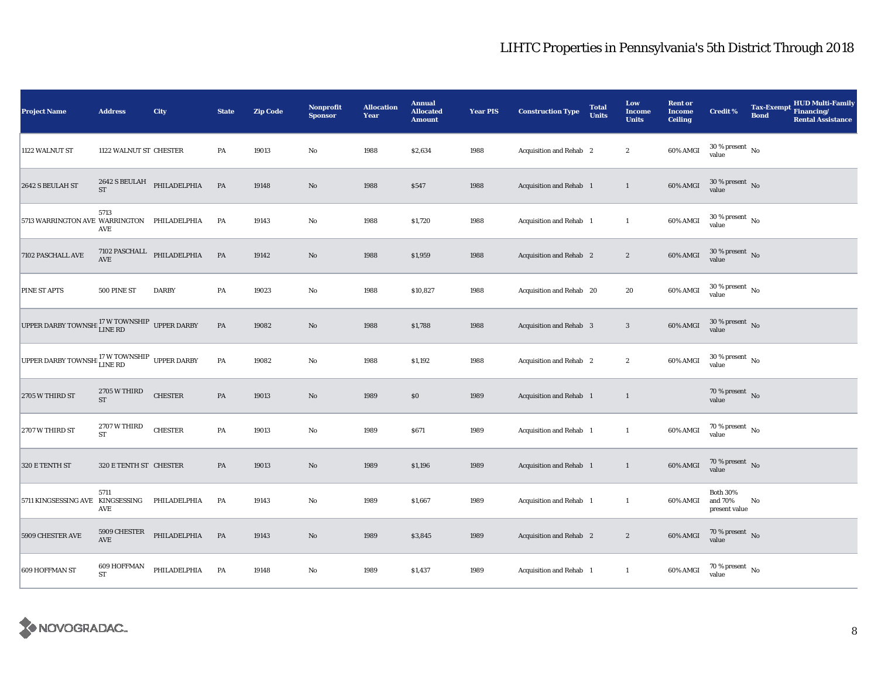# LIHTC Properties in Pennsylvania's 5th District Through 2018

| Project Name | Address | City | State | Zip Code | Nonprofit Sponsor | Allocation Year | Annual Allocated Amount | Year PIS | Construction Type | Total Units | Low Income Units | Rent or Income Ceiling | Credit % | Tax-Exempt Bond | HUD Multi-Family Financing/ Rental Assistance |
|---|---|---|---|---|---|---|---|---|---|---|---|---|---|---|---|
| 1122 WALNUT ST | 1122 WALNUT ST | CHESTER | PA | 19013 | No | 1988 | $2,634 | 1988 | Acquisition and Rehab | 2 | 2 | 60% AMGI | 30 % present value | No | |
| 2642 S BEULAH ST | 2642 S BEULAH ST | PHILADELPHIA | PA | 19148 | No | 1988 | $547 | 1988 | Acquisition and Rehab | 1 | 1 | 60% AMGI | 30 % present value | No | |
| 5713 WARRINGTON AVE | 5713 WARRINGTON AVE | PHILADELPHIA | PA | 19143 | No | 1988 | $1,720 | 1988 | Acquisition and Rehab | 1 | 1 | 60% AMGI | 30 % present value | No | |
| 7102 PASCHALL AVE | 7102 PASCHALL AVE | PHILADELPHIA | PA | 19142 | No | 1988 | $1,959 | 1988 | Acquisition and Rehab | 2 | 2 | 60% AMGI | 30 % present value | No | |
| PINE ST APTS | 500 PINE ST | DARBY | PA | 19023 | No | 1988 | $10,827 | 1988 | Acquisition and Rehab | 20 | 20 | 60% AMGI | 30 % present value | No | |
| UPPER DARBY TOWNSHI | 17 W TOWNSHIP LINE RD | UPPER DARBY | PA | 19082 | No | 1988 | $1,788 | 1988 | Acquisition and Rehab | 3 | 3 | 60% AMGI | 30 % present value | No | |
| UPPER DARBY TOWNSHI | 17 W TOWNSHIP LINE RD | UPPER DARBY | PA | 19082 | No | 1988 | $1,192 | 1988 | Acquisition and Rehab | 2 | 2 | 60% AMGI | 30 % present value | No | |
| 2705 W THIRD ST | 2705 W THIRD ST | CHESTER | PA | 19013 | No | 1989 | $0 | 1989 | Acquisition and Rehab | 1 | 1 | | 70 % present value | No | |
| 2707 W THIRD ST | 2707 W THIRD ST | CHESTER | PA | 19013 | No | 1989 | $671 | 1989 | Acquisition and Rehab | 1 | 1 | 60% AMGI | 70 % present value | No | |
| 320 E TENTH ST | 320 E TENTH ST | CHESTER | PA | 19013 | No | 1989 | $1,196 | 1989 | Acquisition and Rehab | 1 | 1 | 60% AMGI | 70 % present value | No | |
| 5711 KINGSESSING AVE | 5711 KINGSESSING AVE | PHILADELPHIA | PA | 19143 | No | 1989 | $1,667 | 1989 | Acquisition and Rehab | 1 | 1 | 60% AMGI | Both 30% and 70% present value | No | |
| 5909 CHESTER AVE | 5909 CHESTER AVE | PHILADELPHIA | PA | 19143 | No | 1989 | $3,845 | 1989 | Acquisition and Rehab | 2 | 2 | 60% AMGI | 70 % present value | No | |
| 609 HOFFMAN ST | 609 HOFFMAN ST | PHILADELPHIA | PA | 19148 | No | 1989 | $1,437 | 1989 | Acquisition and Rehab | 1 | 1 | 60% AMGI | 70 % present value | No | |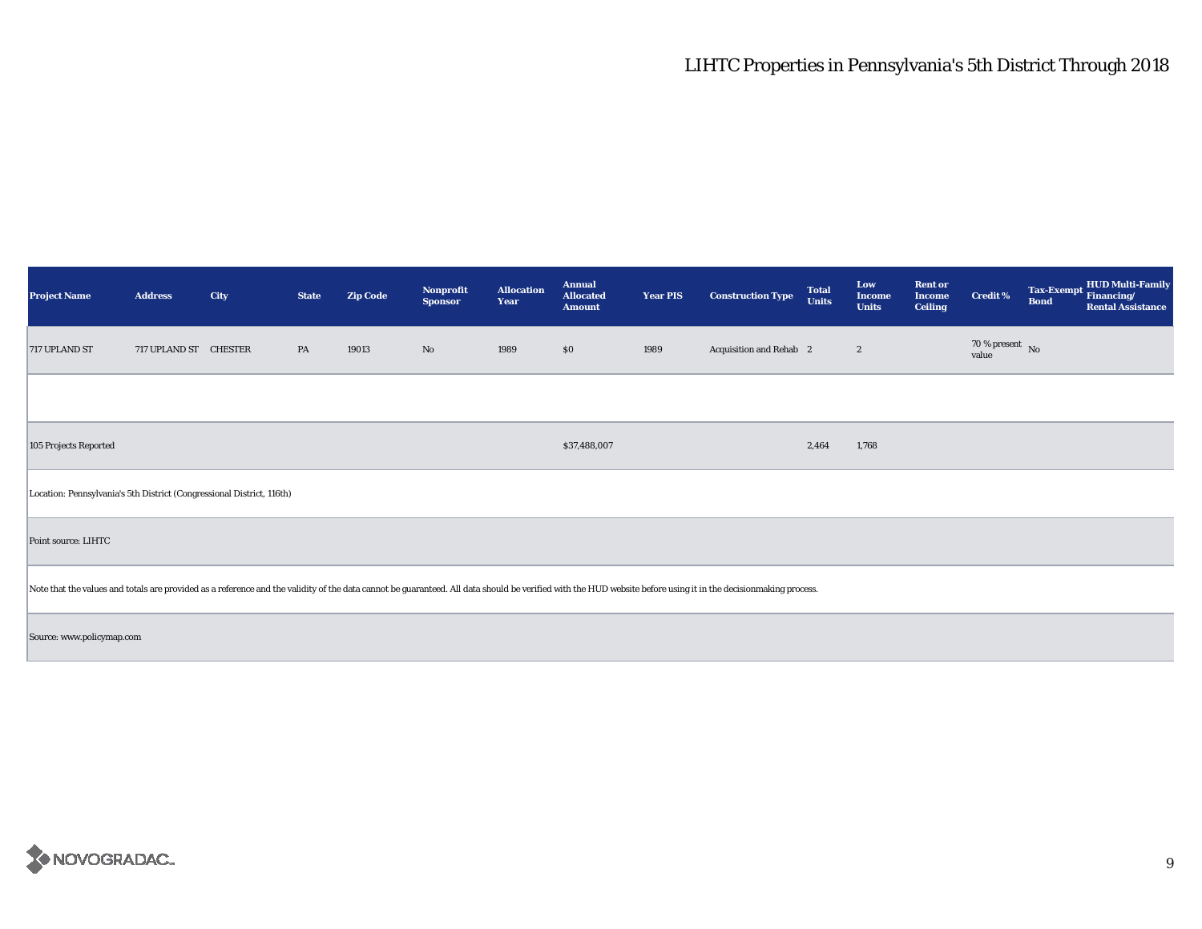## LIHTC Properties in Pennsylvania's 5th District Through 2018

| Project Name | Address | City | State | Zip Code | Nonprofit Sponsor | Allocation Year | Annual Allocated Amount | Year PIS | Construction Type | Total Units | Low Income Units | Rent or Income Ceiling | Credit % | Tax-Exempt Bond | HUD Multi-Family Financing/ Rental Assistance |
|---|---|---|---|---|---|---|---|---|---|---|---|---|---|---|---|
| 717 UPLAND ST | 717 UPLAND ST | CHESTER | PA | 19013 | No | 1989 | $0 | 1989 | Acquisition and Rehab | 2 | 2 | | 70 % present value | No | |
| | | | | | | | | | | | | | | | |
| 105 Projects Reported | | | | | | | $37,488,007 | | | 2,464 | 1,768 | | | | |

Location: Pennsylvania's 5th District (Congressional District, 116th)

Point source: LIHTC

Note that the values and totals are provided as a reference and the validity of the data cannot be guaranteed. All data should be verified with the HUD website before using it in the decisionmaking process.

Source: www.policymap.com

NOVOGRADAC